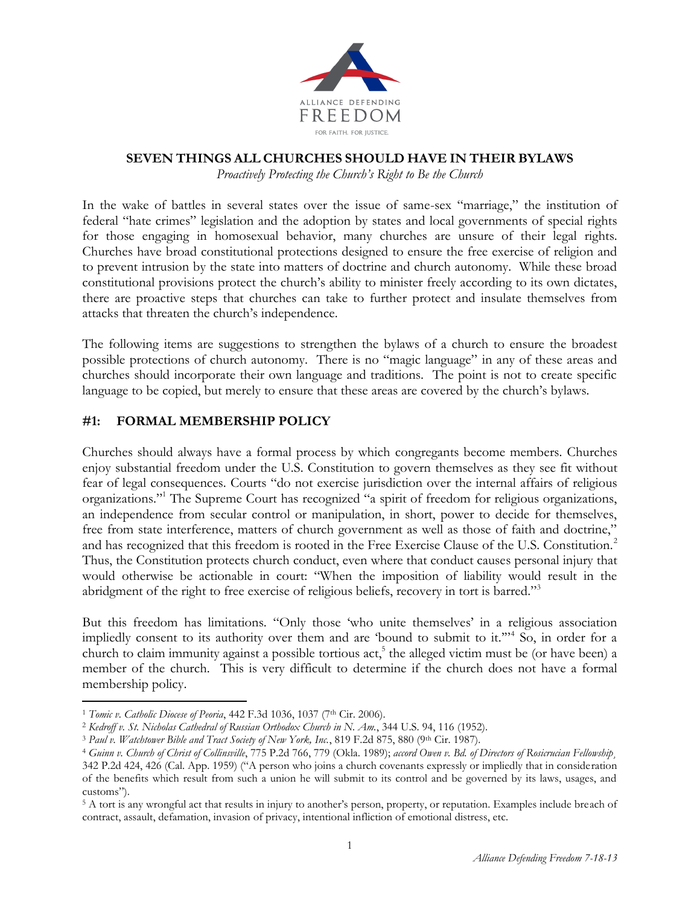ALLIANCE DEFENDING

FREEDOM

FOR FAITH. FOR JUSTICE.

# SEVEN THINGS ALL CHURCHES SHOULD HAVE IN THEIR BYLAWS

*Proactively Protecting the Church's Right to Be the Church*

In the wake of battles in several states over the issue of same-sex "marriage," the institution of federal "hate crimes" legislation and the adoption by states and local governments of special rights for those engaging in homosexual behavior, many churches are unsure of their legal rights. Churches have broad constitutional protections designed to ensure the free exercise of religion and to prevent intrusion by the state into matters of doctrine and church autonomy. While these broad constitutional provisions protect the church's ability to minister freely according to its own dictates, there are proactive steps that churches can take to further protect and insulate themselves from attacks that threaten the church's independence.

The following items are suggestions to strengthen the bylaws of a church to ensure the broadest possible protections of church autonomy. There is no "magic language" in any of these areas and churches should incorporate their own language and traditions. The point is not to create specific language to be copied, but merely to ensure that these areas are covered by the church's bylaws.

## #1: FORMAL MEMBERSHIP POLICY

Churches should always have a formal process by which congregants become members. Churches enjoy substantial freedom under the U.S. Constitution to govern themselves as they see fit without fear of legal consequences. Courts "do not exercise jurisdiction over the internal affairs of religious organizations."[1] The Supreme Court has recognized "a spirit of freedom for religious organizations, an independence from secular control or manipulation, in short, power to decide for themselves, free from state interference, matters of church government as well as those of faith and doctrine," and has recognized that this freedom is rooted in the Free Exercise Clause of the U.S. Constitution.[2] Thus, the Constitution protects church conduct, even where that conduct causes personal injury that would otherwise be actionable in court: "When the imposition of liability would result in the abridgment of the right to free exercise of religious beliefs, recovery in tort is barred."[3]

But this freedom has limitations. "Only those 'who unite themselves' in a religious association impliedly consent to its authority over them and are 'bound to submit to it.'"[4] So, in order for a church to claim immunity against a possible tortious act,[5] the alleged victim must be (or have been) a member of the church. This is very difficult to determine if the church does not have a formal membership policy.

---

[1] *Tomic v. Catholic Diocese of Peoria*, 442 F.3d 1036, 1037 (7th Cir. 2006).

[2] *Kedroff v. St. Nicholas Cathedral of Russian Orthodox Church in N. Am.*, 344 U.S. 94, 116 (1952).

[3] *Paul v. Watchtower Bible and Tract Society of New York, Inc.*, 819 F.2d 875, 880 (9th Cir. 1987).

[4] *Guinn v. Church of Christ of Collinsville*, 775 P.2d 766, 779 (Okla. 1989); *accord Owen v. Bd. of Directors of Rosicrucian Fellowship*, 342 P.2d 424, 426 (Cal. App. 1959) ("A person who joins a church covenants expressly or impliedly that in consideration of the benefits which result from such a union he will submit to its control and be governed by its laws, usages, and customs").

[5] A tort is any wrongful act that results in injury to another's person, property, or reputation. Examples include breach of contract, assault, defamation, invasion of privacy, intentional infliction of emotional distress, etc.

*Alliance Defending Freedom 7-18-13*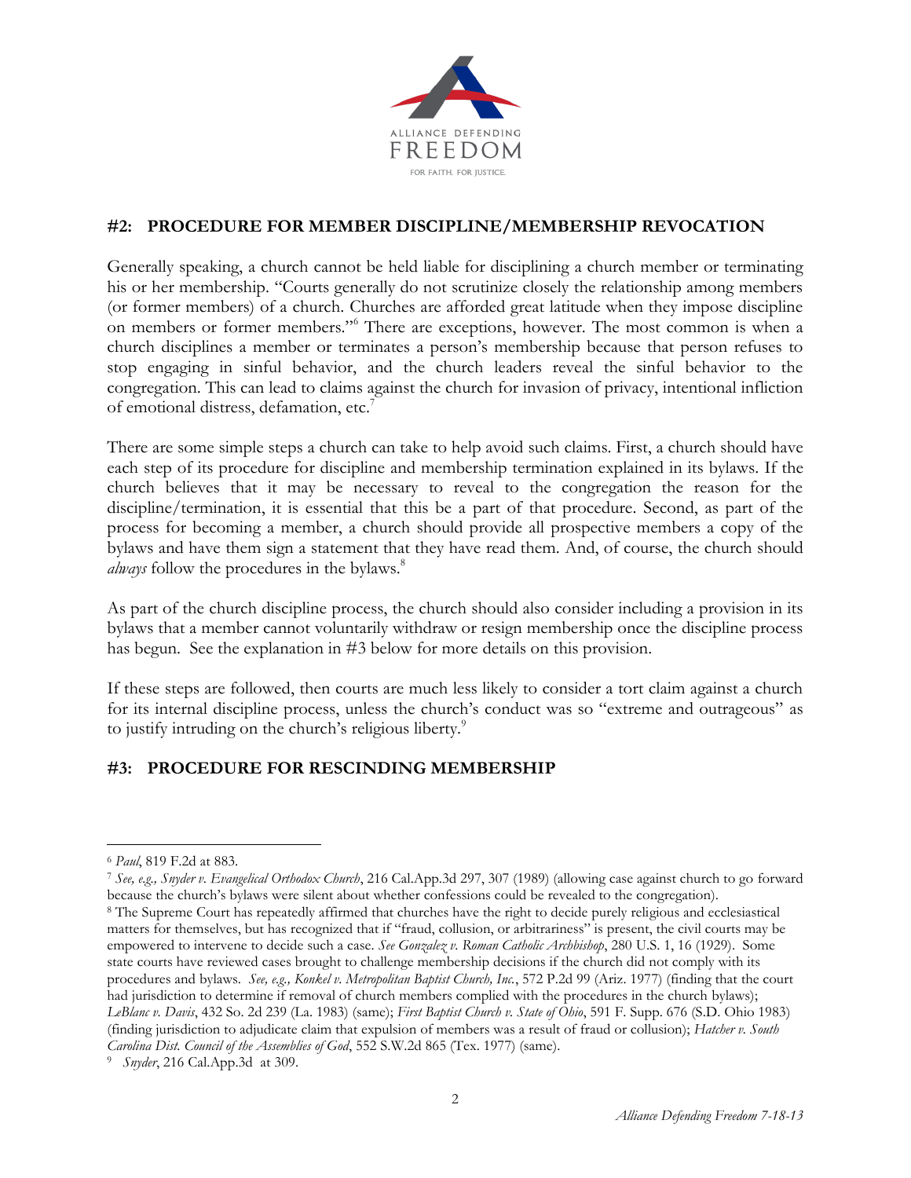## #2: PROCEDURE FOR MEMBER DISCIPLINE/MEMBERSHIP REVOCATION

Generally speaking, a church cannot be held liable for disciplining a church member or terminating his or her membership. "Courts generally do not scrutinize closely the relationship among members (or former members) of a church. Churches are afforded great latitude when they impose discipline on members or former members."[6] There are exceptions, however. The most common is when a church disciplines a member or terminates a person's membership because that person refuses to stop engaging in sinful behavior, and the church leaders reveal the sinful behavior to the congregation. This can lead to claims against the church for invasion of privacy, intentional infliction of emotional distress, defamation, etc.[7]

There are some simple steps a church can take to help avoid such claims. First, a church should have each step of its procedure for discipline and membership termination explained in its bylaws. If the church believes that it may be necessary to reveal to the congregation the reason for the discipline/termination, it is essential that this be a part of that procedure. Second, as part of the process for becoming a member, a church should provide all prospective members a copy of the bylaws and have them sign a statement that they have read them. And, of course, the church should *always* follow the procedures in the bylaws.[8]

As part of the church discipline process, the church should also consider including a provision in its bylaws that a member cannot voluntarily withdraw or resign membership once the discipline process has begun. See the explanation in #3 below for more details on this provision.

If these steps are followed, then courts are much less likely to consider a tort claim against a church for its internal discipline process, unless the church's conduct was so "extreme and outrageous" as to justify intruding on the church's religious liberty.[9]

## #3: PROCEDURE FOR RESCINDING MEMBERSHIP

---

[6] *Paul*, 819 F.2d at 883.

[7] *See, e.g., Snyder v. Evangelical Orthodox Church*, 216 Cal.App.3d 297, 307 (1989) (allowing case against church to go forward because the church's bylaws were silent about whether confessions could be revealed to the congregation).

[8] The Supreme Court has repeatedly affirmed that churches have the right to decide purely religious and ecclesiastical matters for themselves, but has recognized that if "fraud, collusion, or arbitrariness" is present, the civil courts may be empowered to intervene to decide such a case. *See Gonzalez v. Roman Catholic Archbishop*, 280 U.S. 1, 16 (1929). Some state courts have reviewed cases brought to challenge membership decisions if the church did not comply with its procedures and bylaws. *See, e.g., Konkel v. Metropolitan Baptist Church, Inc.*, 572 P.2d 99 (Ariz. 1977) (finding that the court had jurisdiction to determine if removal of church members complied with the procedures in the church bylaws); *LeBlanc v. Davis*, 432 So. 2d 239 (La. 1983) (same); *First Baptist Church v. State of Ohio*, 591 F. Supp. 676 (S.D. Ohio 1983) (finding jurisdiction to adjudicate claim that expulsion of members was a result of fraud or collusion); *Hatcher v. South Carolina Dist. Council of the Assemblies of God*, 552 S.W.2d 865 (Tex. 1977) (same).

[9] *Snyder*, 216 Cal.App.3d at 309.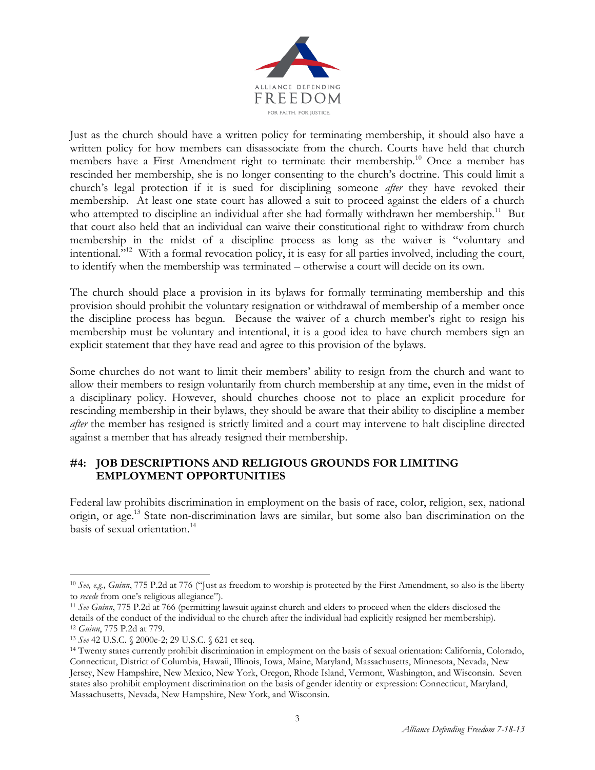Just as the church should have a written policy for terminating membership, it should also have a written policy for how members can disassociate from the church. Courts have held that church members have a First Amendment right to terminate their membership.[10] Once a member has rescinded her membership, she is no longer consenting to the church's doctrine. This could limit a church's legal protection if it is sued for disciplining someone *after* they have revoked their membership. At least one state court has allowed a suit to proceed against the elders of a church who attempted to discipline an individual after she had formally withdrawn her membership.[11] But that court also held that an individual can waive their constitutional right to withdraw from church membership in the midst of a discipline process as long as the waiver is "voluntary and intentional."[12] With a formal revocation policy, it is easy for all parties involved, including the court, to identify when the membership was terminated – otherwise a court will decide on its own.

The church should place a provision in its bylaws for formally terminating membership and this provision should prohibit the voluntary resignation or withdrawal of membership of a member once the discipline process has begun. Because the waiver of a church member's right to resign his membership must be voluntary and intentional, it is a good idea to have church members sign an explicit statement that they have read and agree to this provision of the bylaws.

Some churches do not want to limit their members' ability to resign from the church and want to allow their members to resign voluntarily from church membership at any time, even in the midst of a disciplinary policy. However, should churches choose not to place an explicit procedure for rescinding membership in their bylaws, they should be aware that their ability to discipline a member *after* the member has resigned is strictly limited and a court may intervene to halt discipline directed against a member that has already resigned their membership.

## #4: JOB DESCRIPTIONS AND RELIGIOUS GROUNDS FOR LIMITING EMPLOYMENT OPPORTUNITIES

Federal law prohibits discrimination in employment on the basis of race, color, religion, sex, national origin, or age.[13] State non-discrimination laws are similar, but some also ban discrimination on the basis of sexual orientation.[14]

---

[10] *See, e.g., Guinn*, 775 P.2d at 776 ("Just as freedom to worship is protected by the First Amendment, so also is the liberty to *recede* from one's religious allegiance").

[11] *See Guinn*, 775 P.2d at 766 (permitting lawsuit against church and elders to proceed when the elders disclosed the details of the conduct of the individual to the church after the individual had explicitly resigned her membership).

[12] *Guinn*, 775 P.2d at 779.

[13] *See* 42 U.S.C. § 2000e-2; 29 U.S.C. § 621 et seq.

[14] Twenty states currently prohibit discrimination in employment on the basis of sexual orientation: California, Colorado, Connecticut, District of Columbia, Hawaii, Illinois, Iowa, Maine, Maryland, Massachusetts, Minnesota, Nevada, New Jersey, New Hampshire, New Mexico, New York, Oregon, Rhode Island, Vermont, Washington, and Wisconsin. Seven states also prohibit employment discrimination on the basis of gender identity or expression: Connecticut, Maryland, Massachusetts, Nevada, New Hampshire, New York, and Wisconsin.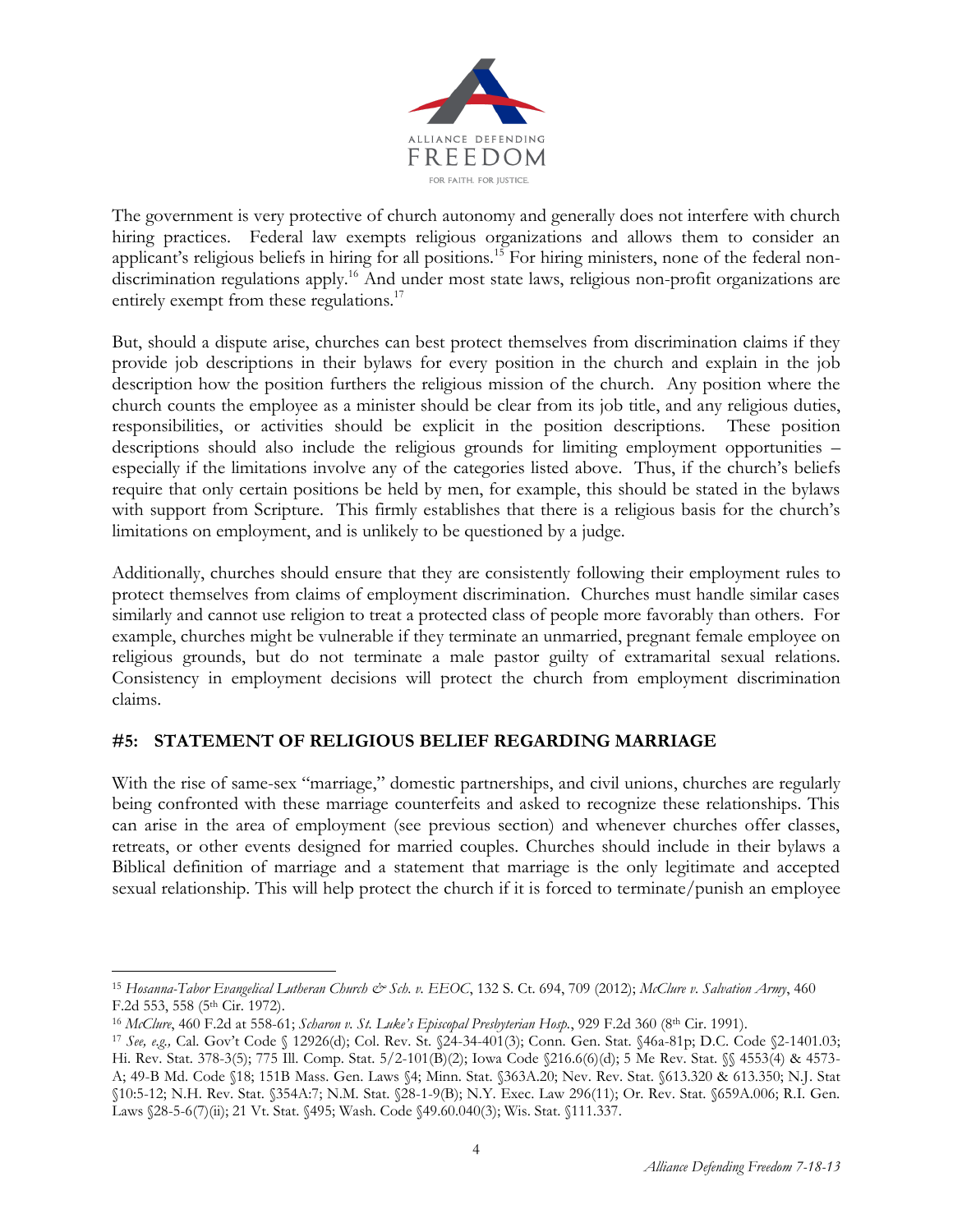The government is very protective of church autonomy and generally does not interfere with church hiring practices. Federal law exempts religious organizations and allows them to consider an applicant's religious beliefs in hiring for all positions.[15] For hiring ministers, none of the federal non-discrimination regulations apply.[16] And under most state laws, religious non-profit organizations are entirely exempt from these regulations.[17]

But, should a dispute arise, churches can best protect themselves from discrimination claims if they provide job descriptions in their bylaws for every position in the church and explain in the job description how the position furthers the religious mission of the church. Any position where the church counts the employee as a minister should be clear from its job title, and any religious duties, responsibilities, or activities should be explicit in the position descriptions. These position descriptions should also include the religious grounds for limiting employment opportunities – especially if the limitations involve any of the categories listed above. Thus, if the church's beliefs require that only certain positions be held by men, for example, this should be stated in the bylaws with support from Scripture. This firmly establishes that there is a religious basis for the church's limitations on employment, and is unlikely to be questioned by a judge.

Additionally, churches should ensure that they are consistently following their employment rules to protect themselves from claims of employment discrimination. Churches must handle similar cases similarly and cannot use religion to treat a protected class of people more favorably than others. For example, churches might be vulnerable if they terminate an unmarried, pregnant female employee on religious grounds, but do not terminate a male pastor guilty of extramarital sexual relations. Consistency in employment decisions will protect the church from employment discrimination claims.

## #5: STATEMENT OF RELIGIOUS BELIEF REGARDING MARRIAGE

With the rise of same-sex "marriage," domestic partnerships, and civil unions, churches are regularly being confronted with these marriage counterfeits and asked to recognize these relationships. This can arise in the area of employment (see previous section) and whenever churches offer classes, retreats, or other events designed for married couples. Churches should include in their bylaws a Biblical definition of marriage and a statement that marriage is the only legitimate and accepted sexual relationship. This will help protect the church if it is forced to terminate/punish an employee

---

[15] *Hosanna-Tabor Evangelical Lutheran Church & Sch. v. EEOC*, 132 S. Ct. 694, 709 (2012); *McClure v. Salvation Army*, 460 F.2d 553, 558 (5th Cir. 1972).

[16] *McClure*, 460 F.2d at 558-61; *Scharon v. St. Luke's Episcopal Presbyterian Hosp.*, 929 F.2d 360 (8th Cir. 1991).

[17] *See, e.g.,* Cal. Gov't Code § 12926(d); Col. Rev. St. §24-34-401(3); Conn. Gen. Stat. §46a-81p; D.C. Code §2-1401.03; Hi. Rev. Stat. 378-3(5); 775 Ill. Comp. Stat. 5/2-101(B)(2); Iowa Code §216.6(6)(d); 5 Me Rev. Stat. §§ 4553(4) & 4573-A; 49-B Md. Code §18; 151B Mass. Gen. Laws §4; Minn. Stat. §363A.20; Nev. Rev. Stat. §613.320 & 613.350; N.J. Stat §10:5-12; N.H. Rev. Stat. §354A:7; N.M. Stat. §28-1-9(B); N.Y. Exec. Law 296(11); Or. Rev. Stat. §659A.006; R.I. Gen. Laws §28-5-6(7)(ii); 21 Vt. Stat. §495; Wash. Code §49.60.040(3); Wis. Stat. §111.337.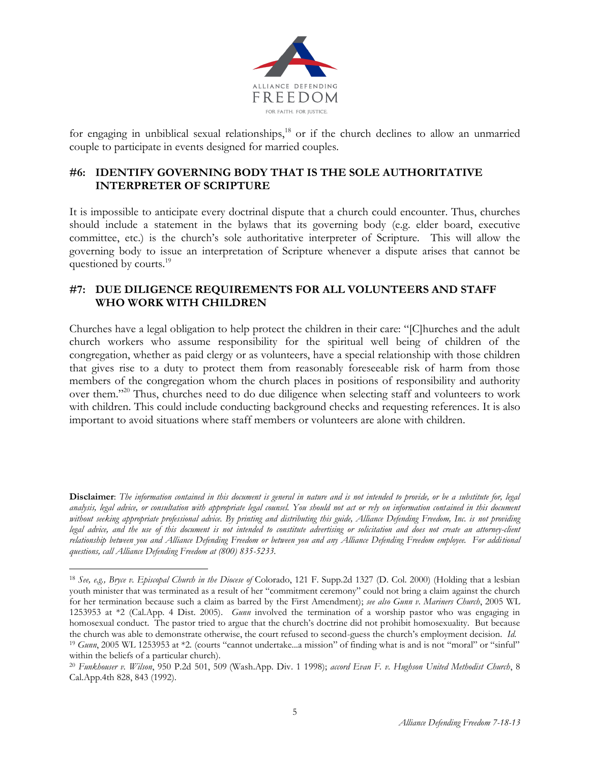for engaging in unbiblical sexual relationships,[18] or if the church declines to allow an unmarried couple to participate in events designed for married couples.

## #6: IDENTIFY GOVERNING BODY THAT IS THE SOLE AUTHORITATIVE INTERPRETER OF SCRIPTURE

It is impossible to anticipate every doctrinal dispute that a church could encounter. Thus, churches should include a statement in the bylaws that its governing body (e.g. elder board, executive committee, etc.) is the church's sole authoritative interpreter of Scripture. This will allow the governing body to issue an interpretation of Scripture whenever a dispute arises that cannot be questioned by courts.[19]

## #7: DUE DILIGENCE REQUIREMENTS FOR ALL VOLUNTEERS AND STAFF WHO WORK WITH CHILDREN

Churches have a legal obligation to help protect the children in their care: "[C]hurches and the adult church workers who assume responsibility for the spiritual well being of children of the congregation, whether as paid clergy or as volunteers, have a special relationship with those children that gives rise to a duty to protect them from reasonably foreseeable risk of harm from those members of the congregation whom the church places in positions of responsibility and authority over them."[20] Thus, churches need to do due diligence when selecting staff and volunteers to work with children. This could include conducting background checks and requesting references. It is also important to avoid situations where staff members or volunteers are alone with children.

**Disclaimer**: *The information contained in this document is general in nature and is not intended to provide, or be a substitute for, legal analysis, legal advice, or consultation with appropriate legal counsel. You should not act or rely on information contained in this document without seeking appropriate professional advice. By printing and distributing this guide, Alliance Defending Freedom, Inc. is not providing legal advice, and the use of this document is not intended to constitute advertising or solicitation and does not create an attorney-client relationship between you and Alliance Defending Freedom or between you and any Alliance Defending Freedom employee. For additional questions, call Alliance Defending Freedom at (800) 835-5233.*

---

[18] *See, e.g., Bryce v. Episcopal Church in the Diocese of* Colorado, 121 F. Supp.2d 1327 (D. Col. 2000) (Holding that a lesbian youth minister that was terminated as a result of her "commitment ceremony" could not bring a claim against the church for her termination because such a claim as barred by the First Amendment); *see also Gunn v. Mariners Church*, 2005 WL 1253953 at *2 (Cal.App. 4 Dist. 2005). *Gunn* involved the termination of a worship pastor who was engaging in homosexual conduct. The pastor tried to argue that the church's doctrine did not prohibit homosexuality. But because the church was able to demonstrate otherwise, the court refused to second-guess the church's employment decision. *Id.*

[19] *Gunn*, 2005 WL 1253953 at *2. (courts "cannot undertake...a mission" of finding what is and is not "moral" or "sinful" within the beliefs of a particular church).

[20] *Funkhouser v. Wilson*, 950 P.2d 501, 509 (Wash.App. Div. 1 1998); *accord Evan F. v. Hughson United Methodist Church*, 8 Cal.App.4th 828, 843 (1992).